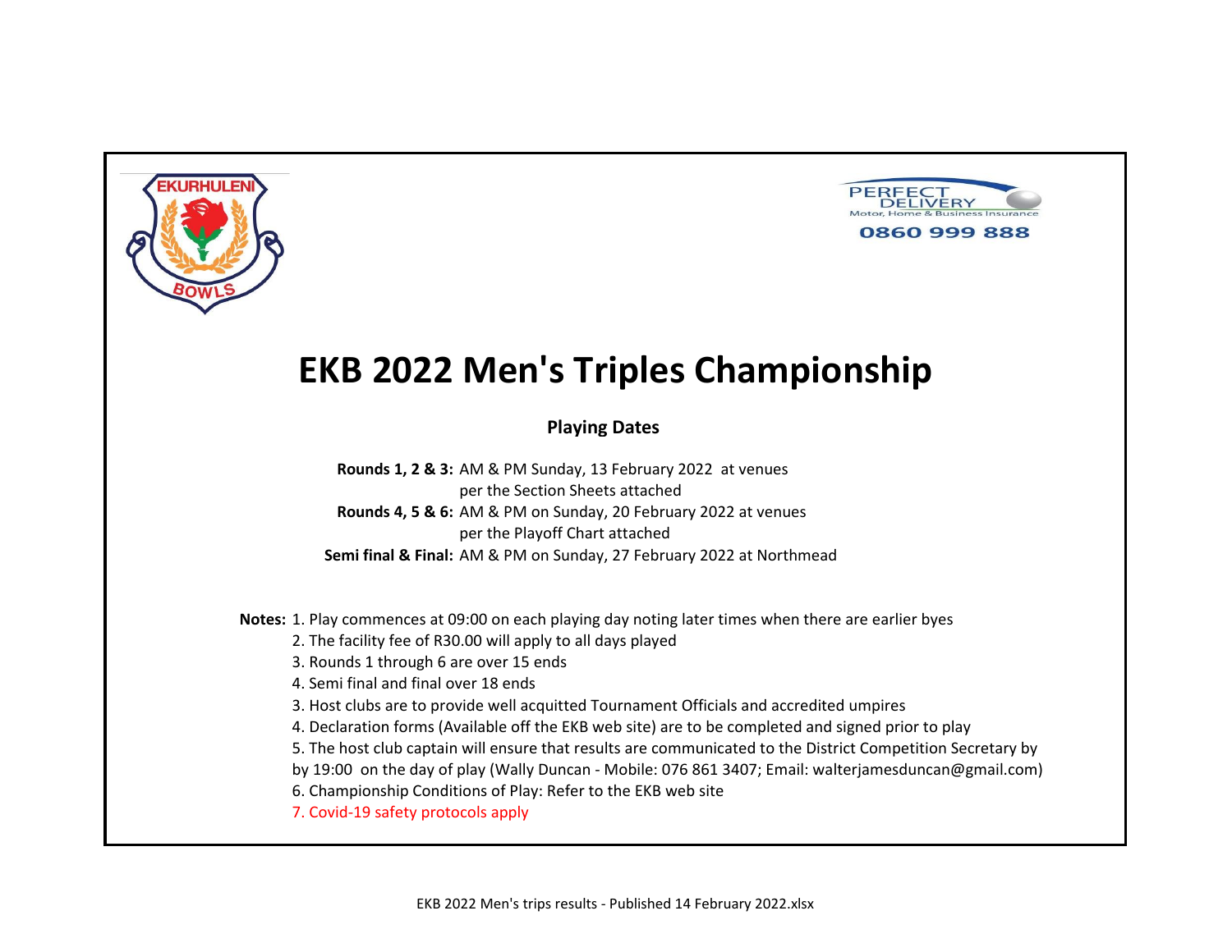EKURHULENI BOWLS

PERFECT DELIVERY
Motor, Home & Business Insurance
0860 999 888

# EKB 2022 Men's Triples Championship

**Playing Dates**

**Rounds 1, 2 & 3:** AM & PM Sunday, 13 February 2022 at venues per the Section Sheets attached

**Rounds 4, 5 & 6:** AM & PM on Sunday, 20 February 2022 at venues per the Playoff Chart attached

**Semi final & Final:** AM & PM on Sunday, 27 February 2022 at Northmead

**Notes:** 1. Play commences at 09:00 on each playing day noting later times when there are earlier byes

2. The facility fee of R30.00 will apply to all days played

3. Rounds 1 through 6 are over 15 ends

4. Semi final and final over 18 ends

3. Host clubs are to provide well acquitted Tournament Officials and accredited umpires

4. Declaration forms (Available off the EKB web site) are to be completed and signed prior to play

5. The host club captain will ensure that results are communicated to the District Competition Secretary by by 19:00 on the day of play (Wally Duncan - Mobile: 076 861 3407; Email: walterjamesduncan@gmail.com)

6. Championship Conditions of Play: Refer to the EKB web site

7. Covid-19 safety protocols apply

EKB 2022 Men's trips results - Published 14 February 2022.xlsx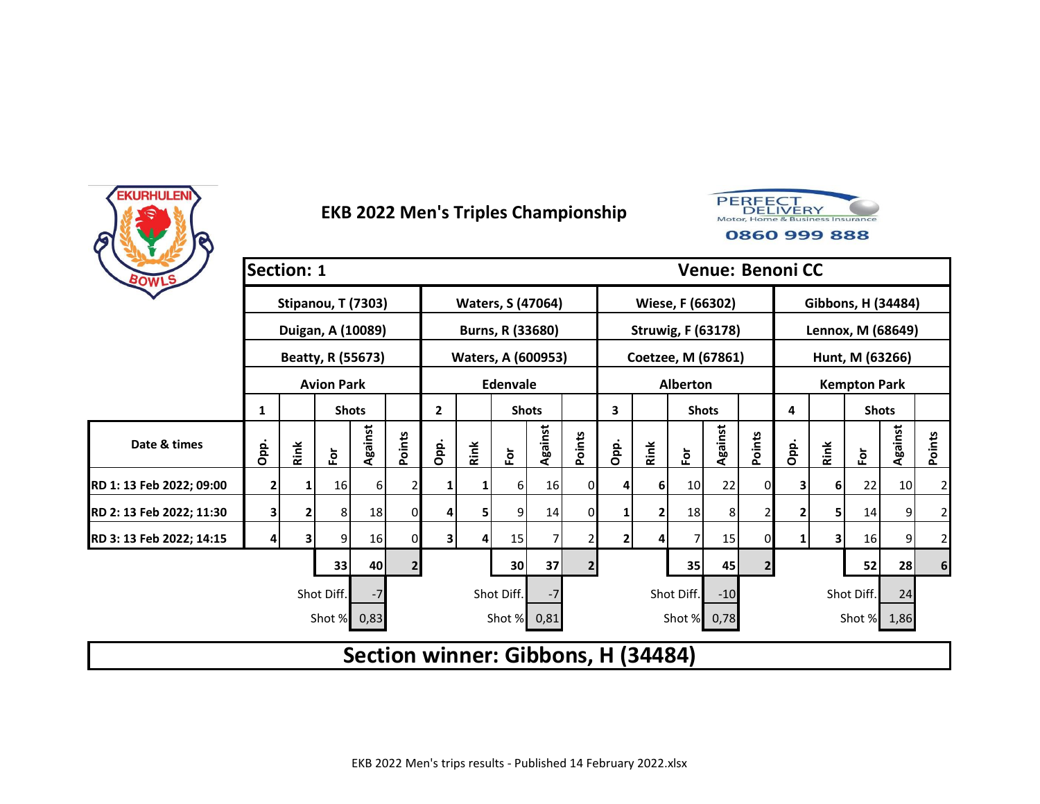# EKB 2022 Men's Triples Championship

| Section: 1 | | | | | | | | | | | | | | | | Venue: Benoni CC | | | | |
|---|---|---|---|---|---|---|---|---|---|---|---|---|---|---|---|---|---|---|---|---|
| | Stipanou, T (7303) | | | | | Waters, S (47064) | | | | | Wiese, F (66302) | | | | | Gibbons, H (34484) | | | | |
| | Duigan, A (10089) | | | | | Burns, R (33680) | | | | | Struwig, F (63178) | | | | | Lennox, M (68649) | | | | |
| | Beatty, R (55673) | | | | | Waters, A (600953) | | | | | Coetzee, M (67861) | | | | | Hunt, M (63266) | | | | |
| | Avion Park | | | | | Edenvale | | | | | Alberton | | | | | Kempton Park | | | | |
| | 1 | | Shots | | | 2 | | Shots | | | 3 | | Shots | | | 4 | | Shots | | |
| Date & times | Opp. | Rink | For | Against | Points | Opp. | Rink | For | Against | Points | Opp. | Rink | For | Against | Points | Opp. | Rink | For | Against | Points |
| RD 1: 13 Feb 2022; 09:00 | 2 | 1 | 16 | 6 | 2 | 1 | 1 | 6 | 16 | 0 | 4 | 6 | 10 | 22 | 0 | 3 | 6 | 22 | 10 | 2 |
| RD 2: 13 Feb 2022; 11:30 | 3 | 2 | 8 | 18 | 0 | 4 | 5 | 9 | 14 | 0 | 1 | 2 | 18 | 8 | 2 | 2 | 5 | 14 | 9 | 2 |
| RD 3: 13 Feb 2022; 14:15 | 4 | 3 | 9 | 16 | 0 | 3 | 4 | 15 | 7 | 2 | 2 | 4 | 7 | 15 | 0 | 1 | 3 | 16 | 9 | 2 |
| | | | 33 | 40 | 2 | | | 30 | 37 | 2 | | | 35 | 45 | 2 | | | 52 | 28 | 6 |
| | | | Shot Diff. | -7 | | | | Shot Diff. | -7 | | | | Shot Diff. | -10 | | | | Shot Diff. | 24 | |
| | | | Shot % | 0,83 | | | | Shot % | 0,81 | | | | Shot % | 0,78 | | | | Shot % | 1,86 | |

**Section winner: Gibbons, H (34484)**

EKB 2022 Men's trips results - Published 14 February 2022.xlsx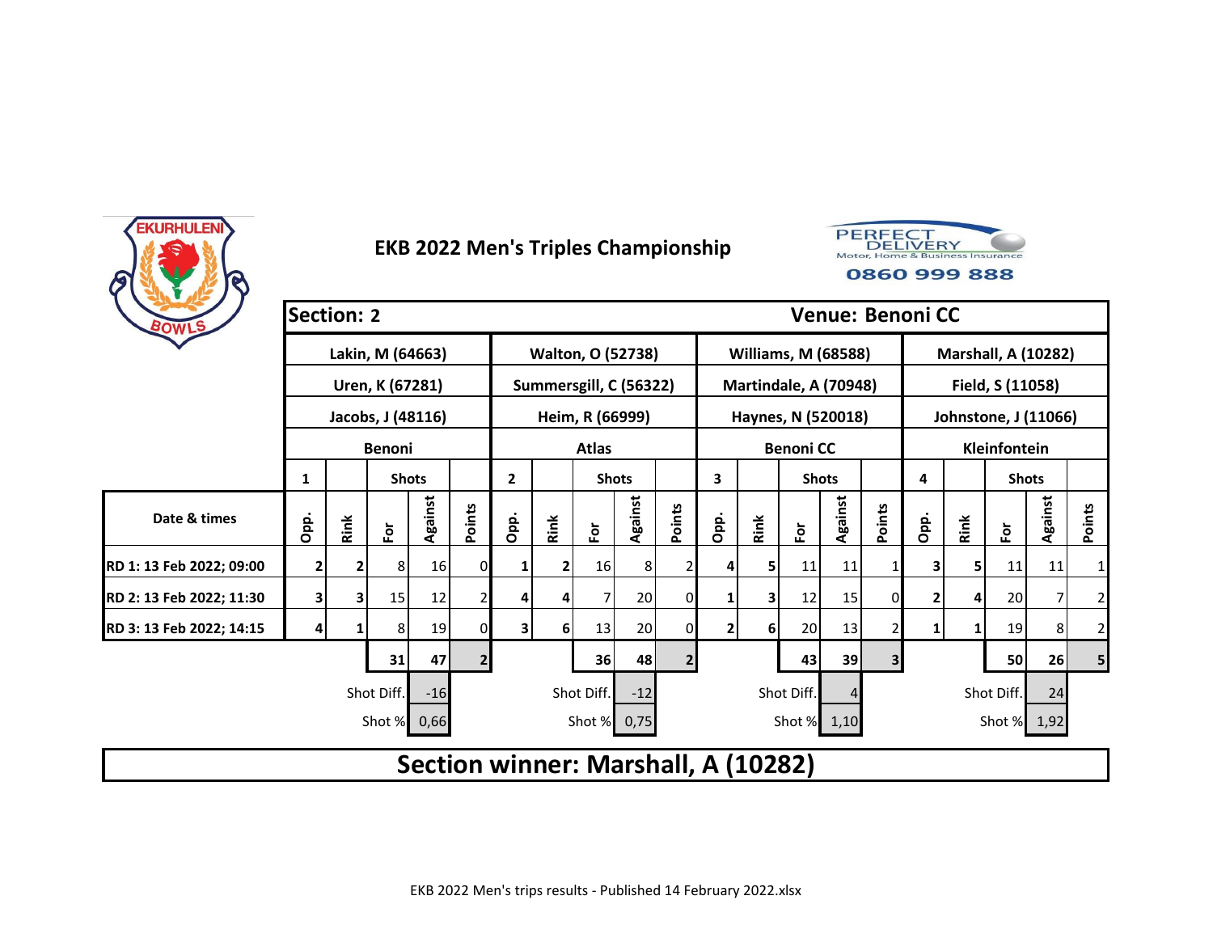# EKB 2022 Men's Triples Championship

PERFECT DELIVERY
Motor, Home & Business Insurance
0860 999 888

| Section: 2 | | | | | | | | | | | | | | | | | | | | Venue: Benoni CC |
|---|---|---|---|---|---|---|---|---|---|---|---|---|---|---|---|---|---|---|---|---|
| | Lakin, M (64663) | | | | | Walton, O (52738) | | | | | Williams, M (68588) | | | | | Marshall, A (10282) | | | | |
| | Uren, K (67281) | | | | | Summersgill, C (56322) | | | | | Martindale, A (70948) | | | | | Field, S (11058) | | | | |
| | Jacobs, J (48116) | | | | | Heim, R (66999) | | | | | Haynes, N (520018) | | | | | Johnstone, J (11066) | | | | |
| | Benoni | | | | | Atlas | | | | | Benoni CC | | | | | Kleinfontein | | | | |
| | 1 | | Shots | | | 2 | | Shots | | | 3 | | Shots | | | 4 | | Shots | | |
| Date & times | Opp. | Rink | For | Against | Points | Opp. | Rink | For | Against | Points | Opp. | Rink | For | Against | Points | Opp. | Rink | For | Against | Points |
| RD 1: 13 Feb 2022; 09:00 | 2 | 2 | 8 | 16 | 0 | 1 | 2 | 16 | 8 | 2 | 4 | 5 | 11 | 11 | 1 | 3 | 5 | 11 | 11 | 1 |
| RD 2: 13 Feb 2022; 11:30 | 3 | 3 | 15 | 12 | 2 | 4 | 4 | 7 | 20 | 0 | 1 | 3 | 12 | 15 | 0 | 2 | 4 | 20 | 7 | 2 |
| RD 3: 13 Feb 2022; 14:15 | 4 | 1 | 8 | 19 | 0 | 3 | 6 | 13 | 20 | 0 | 2 | 6 | 20 | 13 | 2 | 1 | 1 | 19 | 8 | 2 |
| | | | 31 | 47 | 2 | | | 36 | 48 | 2 | | | 43 | 39 | 3 | | | 50 | 26 | 5 |
| | | | Shot Diff. | -16 | | | | Shot Diff. | -12 | | | | Shot Diff. | 4 | | | | Shot Diff. | 24 | |
| | | | Shot % | 0,66 | | | | Shot % | 0,75 | | | | Shot % | 1,10 | | | | Shot % | 1,92 | |

**Section winner: Marshall, A (10282)**

EKB 2022 Men's trips results - Published 14 February 2022.xlsx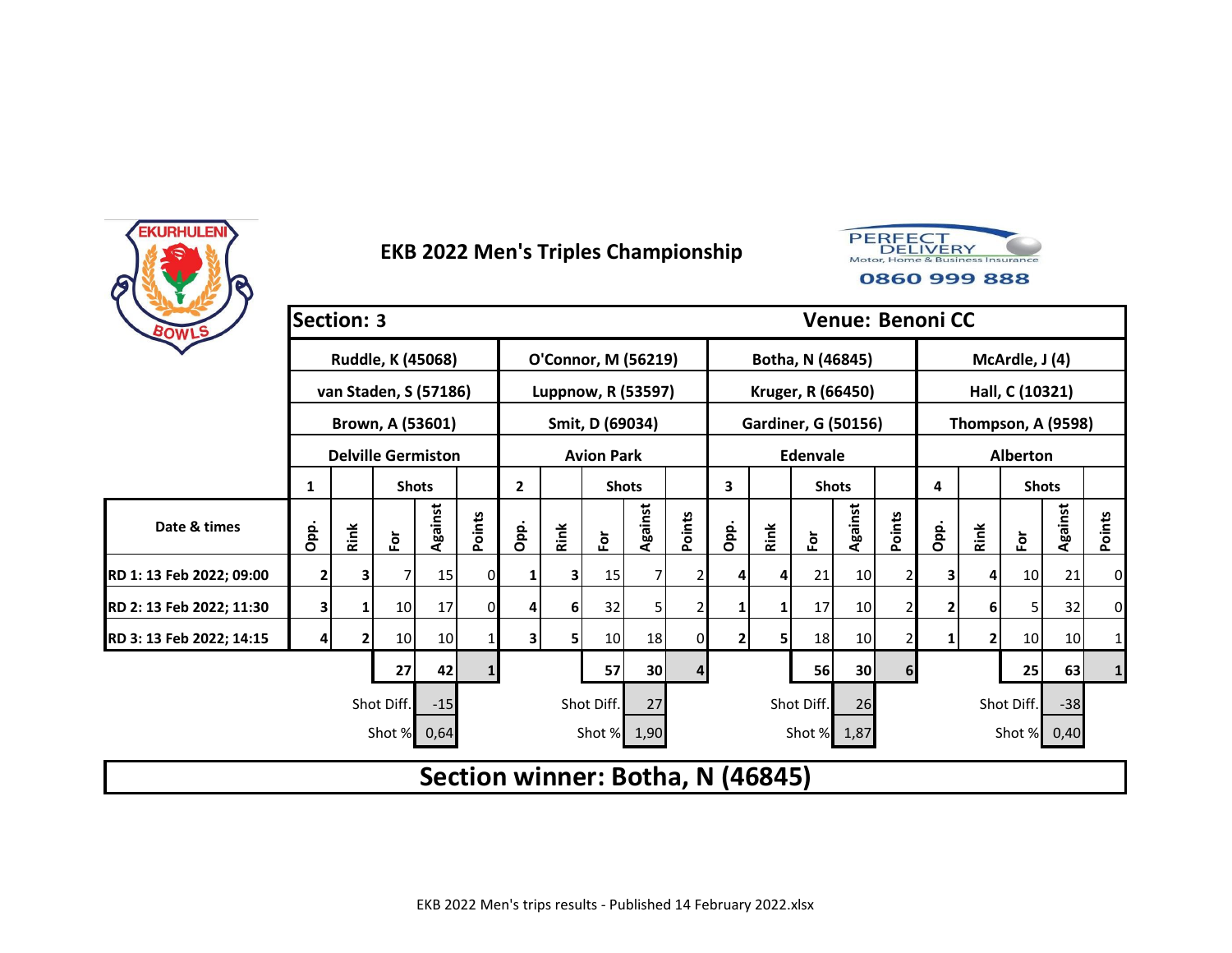# EKB 2022 Men's Triples Championship

PERFECT DELIVERY
Motor, Home & Business Insurance
0860 999 888

**Section: 3** | **Venue: Benoni CC**

| | Ruddle, K (45068) | | | | | O'Connor, M (56219) | | | | | Botha, N (46845) | | | | | McArdle, J (4) | | | | |
|---|---|---|---|---|---|---|---|---|---|---|---|---|---|---|---|---|---|---|---|---|
| | van Staden, S (57186) | | | | | Luppnow, R (53597) | | | | | Kruger, R (66450) | | | | | Hall, C (10321) | | | | |
| | Brown, A (53601) | | | | | Smit, D (69034) | | | | | Gardiner, G (50156) | | | | | Thompson, A (9598) | | | | |
| | Delville Germiston | | | | | Avion Park | | | | | Edenvale | | | | | Alberton | | | | |
| | 1 | | Shots | | | 2 | | Shots | | | 3 | | Shots | | | 4 | | Shots | | |
| **Date & times** | Opp. | Rink | For | Against | Points | Opp. | Rink | For | Against | Points | Opp. | Rink | For | Against | Points | Opp. | Rink | For | Against | Points |
| RD 1: 13 Feb 2022; 09:00 | 2 | 3 | 7 | 15 | 0 | 1 | 3 | 15 | 7 | 2 | 4 | 4 | 21 | 10 | 2 | 3 | 4 | 10 | 21 | 0 |
| RD 2: 13 Feb 2022; 11:30 | 3 | 1 | 10 | 17 | 0 | 4 | 6 | 32 | 5 | 2 | 1 | 1 | 17 | 10 | 2 | 2 | 6 | 5 | 32 | 0 |
| RD 3: 13 Feb 2022; 14:15 | 4 | 2 | 10 | 10 | 1 | 3 | 5 | 10 | 18 | 0 | 2 | 5 | 18 | 10 | 2 | 1 | 2 | 10 | 10 | 1 |
| | | | 27 | 42 | 1 | | | 57 | 30 | 4 | | | 56 | 30 | 6 | | | 25 | 63 | 1 |
| | | | Shot Diff. | -15 | | | | Shot Diff. | 27 | | | | Shot Diff. | 26 | | | | Shot Diff. | -38 | |
| | | | Shot % | 0,64 | | | | Shot % | 1,90 | | | | Shot % | 1,87 | | | | Shot % | 0,40 | |

**Section winner: Botha, N (46845)**

EKB 2022 Men's trips results - Published 14 February 2022.xlsx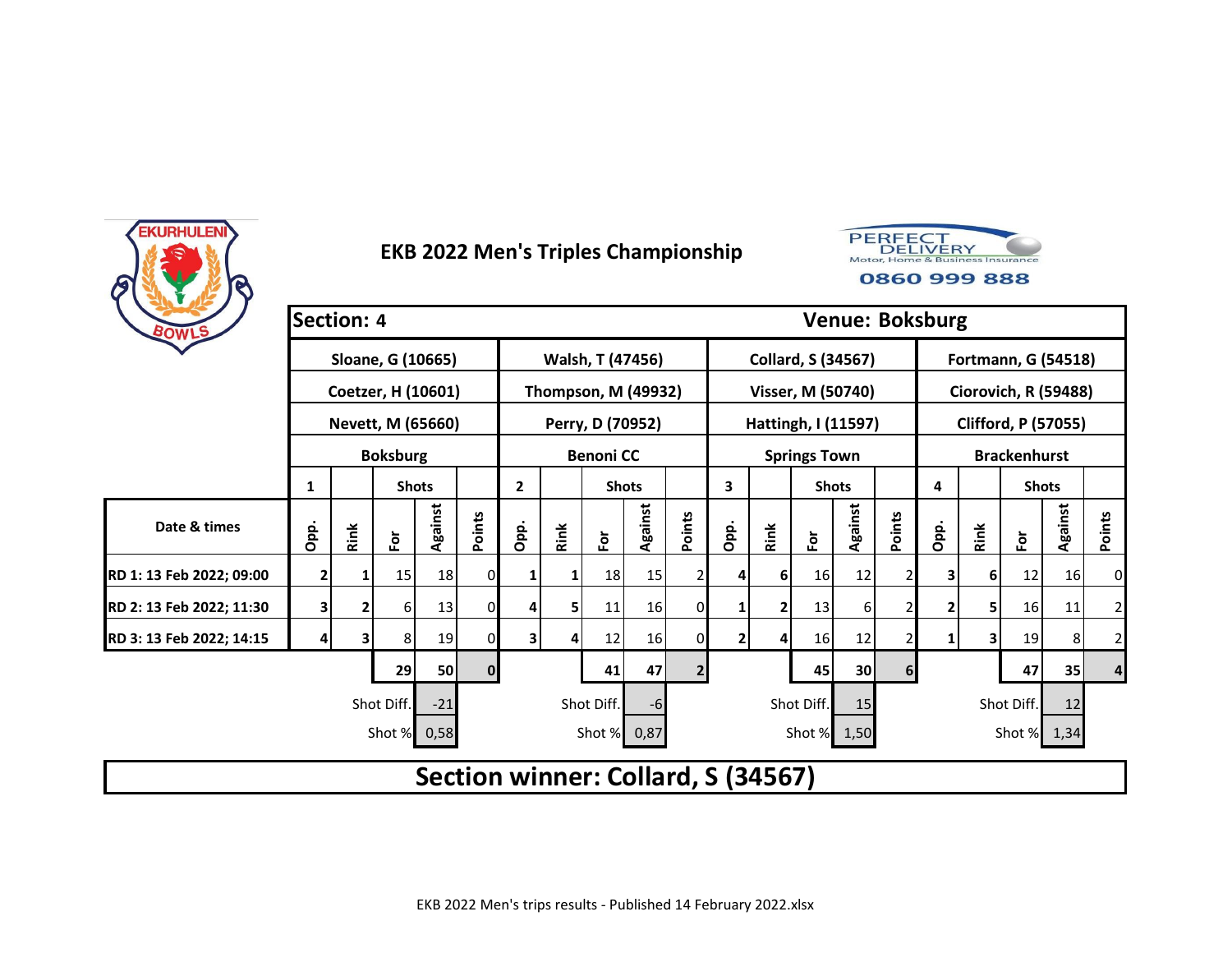# EKB 2022 Men's Triples Championship

PERFECT DELIVERY
Motor, Home & Business Insurance
0860 999 888

| Section: 4 | | | | | | | | | | | | | | | | | | | | Venue: Boksburg |
|---|---|---|---|---|---|---|---|---|---|---|---|---|---|---|---|---|---|---|---|---|
| | Sloane, G (10665) | | | | | Walsh, T (47456) | | | | | Collard, S (34567) | | | | | Fortmann, G (54518) | | | | |
| | Coetzer, H (10601) | | | | | Thompson, M (49932) | | | | | Visser, M (50740) | | | | | Ciorovich, R (59488) | | | | |
| | Nevett, M (65660) | | | | | Perry, D (70952) | | | | | Hattingh, I (11597) | | | | | Clifford, P (57055) | | | | |
| | Boksburg | | | | | Benoni CC | | | | | Springs Town | | | | | Brackenhurst | | | | |
| | 1 | | Shots | | | 2 | | Shots | | | 3 | | Shots | | | 4 | | Shots | | |
| Date & times | Opp. | Rink | For | Against | Points | Opp. | Rink | For | Against | Points | Opp. | Rink | For | Against | Points | Opp. | Rink | For | Against | Points |
| RD 1: 13 Feb 2022; 09:00 | 2 | 1 | 15 | 18 | 0 | 1 | 1 | 18 | 15 | 2 | 4 | 6 | 16 | 12 | 2 | 3 | 6 | 12 | 16 | 0 |
| RD 2: 13 Feb 2022; 11:30 | 3 | 2 | 6 | 13 | 0 | 4 | 5 | 11 | 16 | 0 | 1 | 2 | 13 | 6 | 2 | 2 | 5 | 16 | 11 | 2 |
| RD 3: 13 Feb 2022; 14:15 | 4 | 3 | 8 | 19 | 0 | 3 | 4 | 12 | 16 | 0 | 2 | 4 | 16 | 12 | 2 | 1 | 3 | 19 | 8 | 2 |
| | | | 29 | 50 | 0 | | | 41 | 47 | 2 | | | 45 | 30 | 6 | | | 47 | 35 | 4 |
| | | | Shot Diff. | -21 | | | | Shot Diff. | -6 | | | | Shot Diff. | 15 | | | | Shot Diff. | 12 | |
| | | | Shot % | 0,58 | | | | Shot % | 0,87 | | | | Shot % | 1,50 | | | | Shot % | 1,34 | |

**Section winner: Collard, S (34567)**

EKB 2022 Men's trips results - Published 14 February 2022.xlsx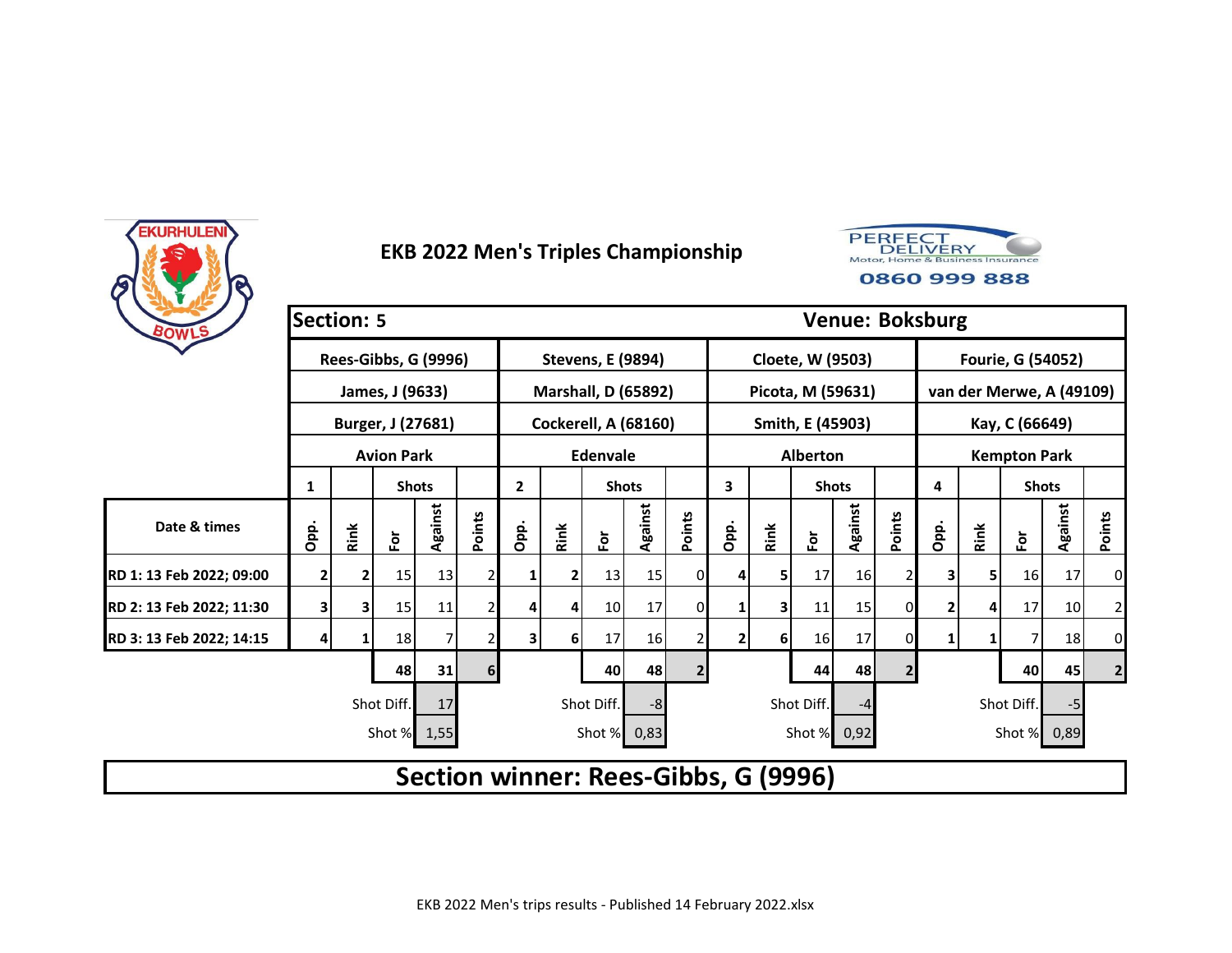# EKB 2022 Men's Triples Championship

EKURHULENI BOWLS

PERFECT DELIVERY Motor, Home & Business Insurance 0860 999 888

| Section: 5 | | | | | | | | | | | | | | | | | | | | Venue: Boksburg |
|---|---|---|---|---|---|---|---|---|---|---|---|---|---|---|---|---|---|---|---|---|
| | Rees-Gibbs, G (9996) | | | | | Stevens, E (9894) | | | | | Cloete, W (9503) | | | | | Fourie, G (54052) | | | | |
| | James, J (9633) | | | | | Marshall, D (65892) | | | | | Picota, M (59631) | | | | | van der Merwe, A (49109) | | | | |
| | Burger, J (27681) | | | | | Cockerell, A (68160) | | | | | Smith, E (45903) | | | | | Kay, C (66649) | | | | |
| | Avion Park | | | | | Edenvale | | | | | Alberton | | | | | Kempton Park | | | | |
| | 1 | | Shots | | | 2 | | Shots | | | 3 | | Shots | | | 4 | | Shots | | |
| Date & times | Opp. | Rink | For | Against | Points | Opp. | Rink | For | Against | Points | Opp. | Rink | For | Against | Points | Opp. | Rink | For | Against | Points |
| RD 1: 13 Feb 2022; 09:00 | 2 | 2 | 15 | 13 | 2 | 1 | 2 | 13 | 15 | 0 | 4 | 5 | 17 | 16 | 2 | 3 | 5 | 16 | 17 | 0 |
| RD 2: 13 Feb 2022; 11:30 | 3 | 3 | 15 | 11 | 2 | 4 | 4 | 10 | 17 | 0 | 1 | 3 | 11 | 15 | 0 | 2 | 4 | 17 | 10 | 2 |
| RD 3: 13 Feb 2022; 14:15 | 4 | 1 | 18 | 7 | 2 | 3 | 6 | 17 | 16 | 2 | 2 | 6 | 16 | 17 | 0 | 1 | 1 | 7 | 18 | 0 |
| | | | 48 | 31 | 6 | | | 40 | 48 | 2 | | | 44 | 48 | 2 | | | 40 | 45 | 2 |
| | | | Shot Diff. | 17 | | | | Shot Diff. | -8 | | | | Shot Diff. | -4 | | | | Shot Diff. | -5 | |
| | | | Shot % | 1,55 | | | | Shot % | 0,83 | | | | Shot % | 0,92 | | | | Shot % | 0,89 | |

**Section winner: Rees-Gibbs, G (9996)**

EKB 2022 Men's trips results - Published 14 February 2022.xlsx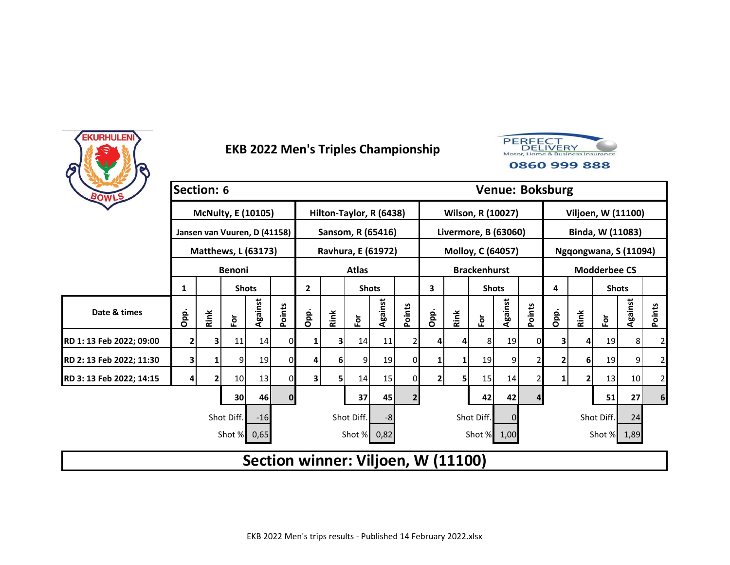# EKB 2022 Men's Triples Championship

PERFECT DELIVERY
Motor, Home & Business Insurance
0860 999 888

| Section: 6 | | | | | | | | | | | | | | | Venue: Boksburg | | | | | |
|---|---|---|---|---|---|---|---|---|---|---|---|---|---|---|---|---|---|---|---|---|
| | McNulty, E (10105) | | | | | Hilton-Taylor, R (6438) | | | | | Wilson, R (10027) | | | | | Viljoen, W (11100) | | | | |
| | Jansen van Vuuren, D (41158) | | | | | Sansom, R (65416) | | | | | Livermore, B (63060) | | | | | Binda, W (11083) | | | | |
| | Matthews, L (63173) | | | | | Ravhura, E (61972) | | | | | Molloy, C (64057) | | | | | Ngqongwana, S (11094) | | | | |
| | Benoni | | | | | Atlas | | | | | Brackenhurst | | | | | Modderbee CS | | | | |
| | 1 | | Shots | | | 2 | | Shots | | | 3 | | Shots | | | 4 | | Shots | | |
| Date & times | Opp. | Rink | For | Against | Points | Opp. | Rink | For | Against | Points | Opp. | Rink | For | Against | Points | Opp. | Rink | For | Against | Points |
| RD 1: 13 Feb 2022; 09:00 | 2 | 3 | 11 | 14 | 0 | 1 | 3 | 14 | 11 | 2 | 4 | 4 | 8 | 19 | 0 | 3 | 4 | 19 | 8 | 2 |
| RD 2: 13 Feb 2022; 11:30 | 3 | 1 | 9 | 19 | 0 | 4 | 6 | 9 | 19 | 0 | 1 | 1 | 19 | 9 | 2 | 2 | 6 | 19 | 9 | 2 |
| RD 3: 13 Feb 2022; 14:15 | 4 | 2 | 10 | 13 | 0 | 3 | 5 | 14 | 15 | 0 | 2 | 5 | 15 | 14 | 2 | 1 | 2 | 13 | 10 | 2 |
| | | | 30 | 46 | 0 | | | 37 | 45 | 2 | | | 42 | 42 | 4 | | | 51 | 27 | 6 |
| | | | Shot Diff. | -16 | | | | Shot Diff. | -8 | | | | Shot Diff. | 0 | | | | Shot Diff. | 24 | |
| | | | Shot % | 0,65 | | | | Shot % | 0,82 | | | | Shot % | 1,00 | | | | Shot % | 1,89 | |

**Section winner: Viljoen, W (11100)**

EKB 2022 Men's trips results - Published 14 February 2022.xlsx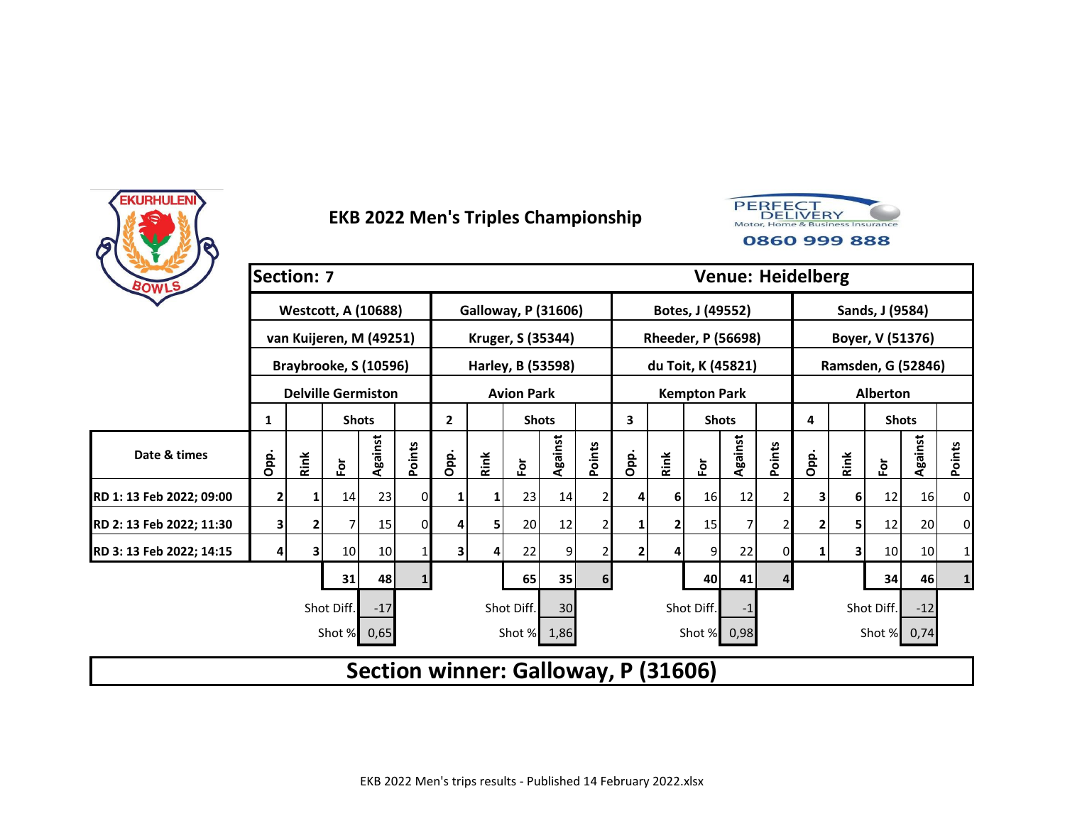# EKB 2022 Men's Triples Championship

PERFECT DELIVERY Motor, Home & Business Insurance 0860 999 888

| Section: 7 | | | | | | | | | | | | | | | | Venue: Heidelberg | | | | |
|---|---|---|---|---|---|---|---|---|---|---|---|---|---|---|---|---|---|---|---|---|
| | Westcott, A (10688) | | | | | Galloway, P (31606) | | | | | Botes, J (49552) | | | | | Sands, J (9584) | | | | |
| | van Kuijeren, M (49251) | | | | | Kruger, S (35344) | | | | | Rheeder, P (56698) | | | | | Boyer, V (51376) | | | | |
| | Braybrooke, S (10596) | | | | | Harley, B (53598) | | | | | du Toit, K (45821) | | | | | Ramsden, G (52846) | | | | |
| | Delville Germiston | | | | | Avion Park | | | | | Kempton Park | | | | | Alberton | | | | |
| | 1 | | Shots | | | 2 | | Shots | | | 3 | | Shots | | | 4 | | Shots | | |
| Date & times | Opp. | Rink | For | Against | Points | Opp. | Rink | For | Against | Points | Opp. | Rink | For | Against | Points | Opp. | Rink | For | Against | Points |
| RD 1: 13 Feb 2022; 09:00 | 2 | 1 | 14 | 23 | 0 | 1 | 1 | 23 | 14 | 2 | 4 | 6 | 16 | 12 | 2 | 3 | 6 | 12 | 16 | 0 |
| RD 2: 13 Feb 2022; 11:30 | 3 | 2 | 7 | 15 | 0 | 4 | 5 | 20 | 12 | 2 | 1 | 2 | 15 | 7 | 2 | 2 | 5 | 12 | 20 | 0 |
| RD 3: 13 Feb 2022; 14:15 | 4 | 3 | 10 | 10 | 1 | 3 | 4 | 22 | 9 | 2 | 2 | 4 | 9 | 22 | 0 | 1 | 3 | 10 | 10 | 1 |
| | | | 31 | 48 | 1 | | | 65 | 35 | 6 | | | 40 | 41 | 4 | | | 34 | 46 | 1 |
| | | Shot Diff. | | -17 | | | Shot Diff. | | 30 | | | Shot Diff. | | -1 | | | Shot Diff. | | -12 | |
| | | Shot % | | 0,65 | | | Shot % | | 1,86 | | | Shot % | | 0,98 | | | Shot % | | 0,74 | |

## Section winner: Galloway, P (31606)

EKB 2022 Men's trips results - Published 14 February 2022.xlsx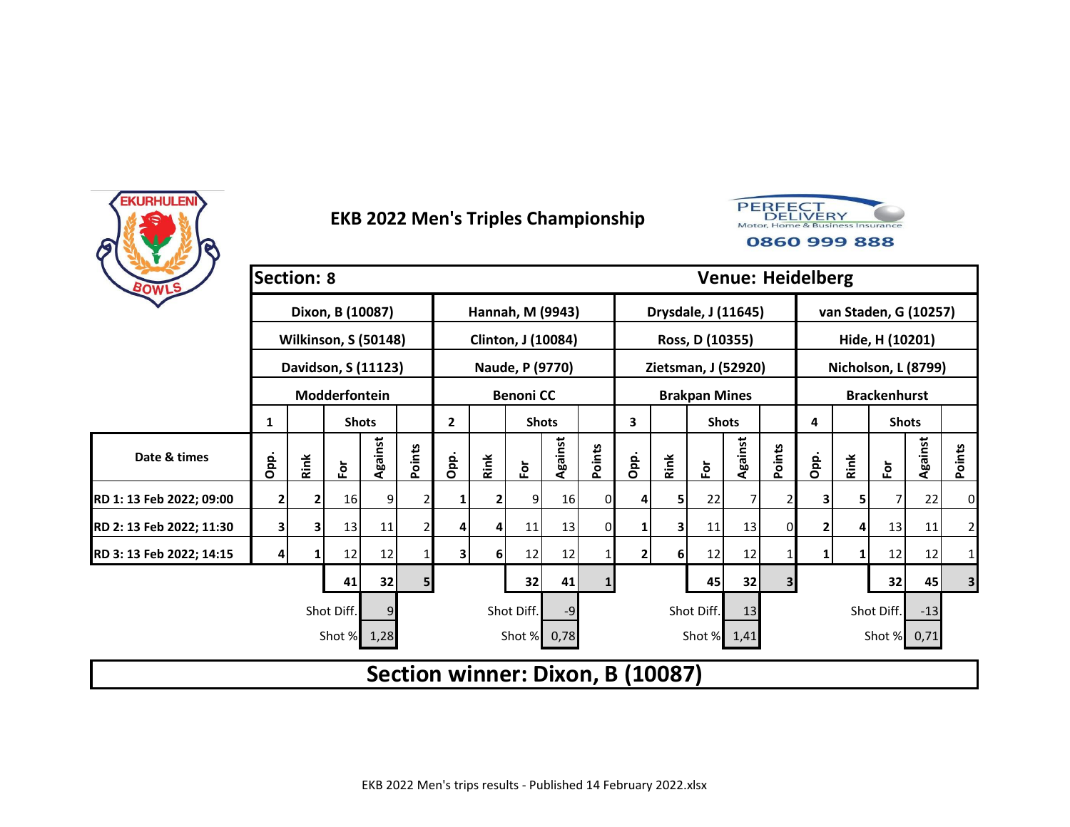# EKB 2022 Men's Triples Championship

PERFECT DELIVERY Motor, Home & Business Insurance 0860 999 888

**Section: 8** **Venue: Heidelberg**

| | Dixon, B (10087) | | | | | Hannah, M (9943) | | | | | Drysdale, J (11645) | | | | | van Staden, G (10257) | | | | |
|---|---|---|---|---|---|---|---|---|---|---|---|---|---|---|---|---|---|---|---|---|
| | Wilkinson, S (50148) | | | | | Clinton, J (10084) | | | | | Ross, D (10355) | | | | | Hide, H (10201) | | | | |
| | Davidson, S (11123) | | | | | Naude, P (9770) | | | | | Zietsman, J (52920) | | | | | Nicholson, L (8799) | | | | |
| | Modderfontein | | | | | Benoni CC | | | | | Brakpan Mines | | | | | Brackenhurst | | | | |
| | 1 | | Shots | | | 2 | | Shots | | | 3 | | Shots | | | 4 | | Shots | | |
| Date & times | Opp. | Rink | For | Against | Points | Opp. | Rink | For | Against | Points | Opp. | Rink | For | Against | Points | Opp. | Rink | For | Against | Points |
| RD 1: 13 Feb 2022; 09:00 | 2 | 2 | 16 | 9 | 2 | 1 | 2 | 9 | 16 | 0 | 4 | 5 | 22 | 7 | 2 | 3 | 5 | 7 | 22 | 0 |
| RD 2: 13 Feb 2022; 11:30 | 3 | 3 | 13 | 11 | 2 | 4 | 4 | 11 | 13 | 0 | 1 | 3 | 11 | 13 | 0 | 2 | 4 | 13 | 11 | 2 |
| RD 3: 13 Feb 2022; 14:15 | 4 | 1 | 12 | 12 | 1 | 3 | 6 | 12 | 12 | 1 | 2 | 6 | 12 | 12 | 1 | 1 | 1 | 12 | 12 | 1 |
| | | | 41 | 32 | 5 | | | 32 | 41 | 1 | | | 45 | 32 | 3 | | | 32 | 45 | 3 |
| | | | Shot Diff. | 9 | | | | Shot Diff. | -9 | | | | Shot Diff. | 13 | | | | Shot Diff. | -13 | |
| | | | Shot % | 1,28 | | | | Shot % | 0,78 | | | | Shot % | 1,41 | | | | Shot % | 0,71 | |

**Section winner: Dixon, B (10087)**

EKB 2022 Men's trips results - Published 14 February 2022.xlsx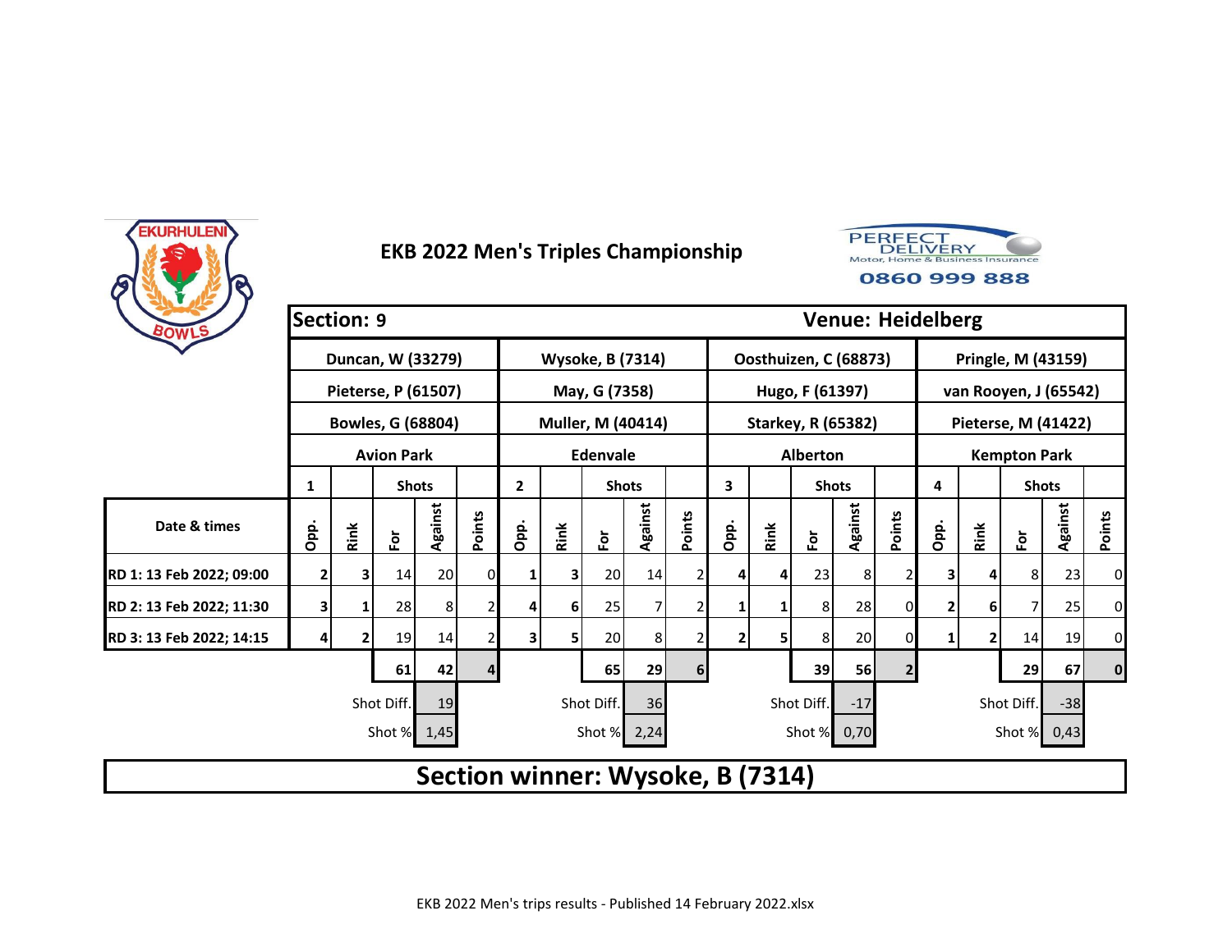# EKB 2022 Men's Triples Championship

PERFECT DELIVERY Motor, Home & Business Insurance 0860 999 888

| Section: 9 | | | | | | | | | | | | | | | | | | | | |
|---|---|---|---|---|---|---|---|---|---|---|---|---|---|---|---|---|---|---|---|---|
| Venue: Heidelberg | | | | | | | | | | | | | | | | | | | | |
| | Duncan, W (33279) | | | | | Wysoke, B (7314) | | | | | Oosthuizen, C (68873) | | | | | Pringle, M (43159) | | | | |
| | Pieterse, P (61507) | | | | | May, G (7358) | | | | | Hugo, F (61397) | | | | | van Rooyen, J (65542) | | | | |
| | Bowles, G (68804) | | | | | Muller, M (40414) | | | | | Starkey, R (65382) | | | | | Pieterse, M (41422) | | | | |
| | Avion Park | | | | | Edenvale | | | | | Alberton | | | | | Kempton Park | | | | |
| | 1 | | Shots | | | 2 | | Shots | | | 3 | | Shots | | | 4 | | Shots | | |
| Date & times | Opp. | Rink | For | Against | Points | Opp. | Rink | For | Against | Points | Opp. | Rink | For | Against | Points | Opp. | Rink | For | Against | Points |
| RD 1: 13 Feb 2022; 09:00 | 2 | 3 | 14 | 20 | 0 | 1 | 3 | 20 | 14 | 2 | 4 | 4 | 23 | 8 | 2 | 3 | 4 | 8 | 23 | 0 |
| RD 2: 13 Feb 2022; 11:30 | 3 | 1 | 28 | 8 | 2 | 4 | 6 | 25 | 7 | 2 | 1 | 1 | 8 | 28 | 0 | 2 | 6 | 7 | 25 | 0 |
| RD 3: 13 Feb 2022; 14:15 | 4 | 2 | 19 | 14 | 2 | 3 | 5 | 20 | 8 | 2 | 2 | 5 | 8 | 20 | 0 | 1 | 2 | 14 | 19 | 0 |
| | | | 61 | 42 | 4 | | | 65 | 29 | 6 | | | 39 | 56 | 2 | | | 29 | 67 | 0 |
| | | | Shot Diff. | 19 | | | | Shot Diff. | 36 | | | | Shot Diff. | -17 | | | | Shot Diff. | -38 | |
| | | | Shot % | 1,45 | | | | Shot % | 2,24 | | | | Shot % | 0,70 | | | | Shot % | 0,43 | |

**Section winner: Wysoke, B (7314)**

EKB 2022 Men's trips results - Published 14 February 2022.xlsx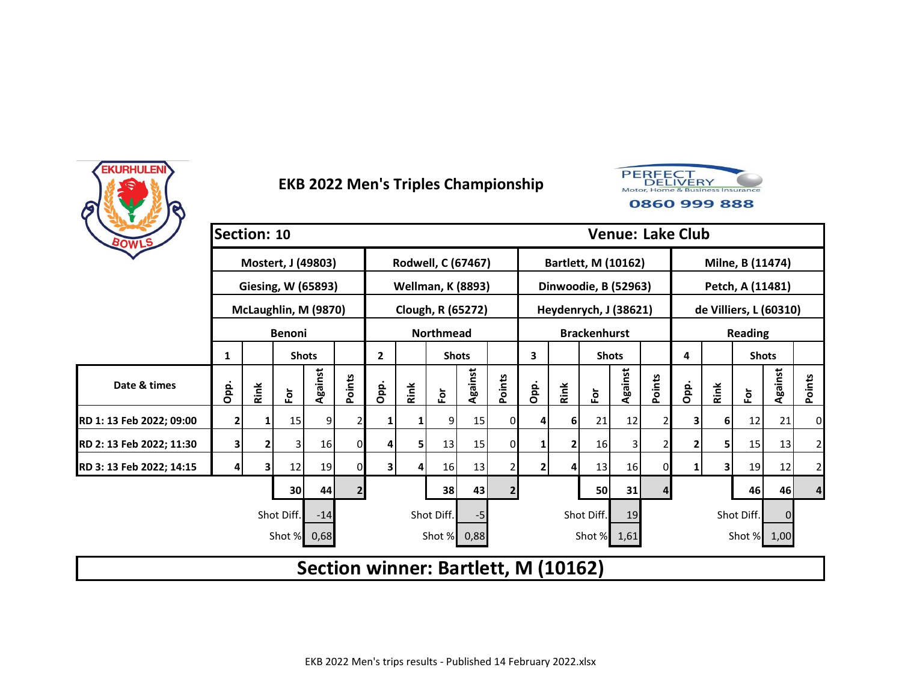# EKB 2022 Men's Triples Championship

PERFECT DELIVERY Motor, Home & Business Insurance 0860 999 888

| Section: 10 | | | | | | | | | | | | | | | Venue: Lake Club | | | | | |
|---|---|---|---|---|---|---|---|---|---|---|---|---|---|---|---|---|---|---|---|---|
| | Mostert, J (49803) | | | | | Rodwell, C (67467) | | | | | Bartlett, M (10162) | | | | | Milne, B (11474) | | | | |
| | Giesing, W (65893) | | | | | Wellman, K (8893) | | | | | Dinwoodie, B (52963) | | | | | Petch, A (11481) | | | | |
| | McLaughlin, M (9870) | | | | | Clough, R (65272) | | | | | Heydenrych, J (38621) | | | | | de Villiers, L (60310) | | | | |
| | Benoni | | | | | Northmead | | | | | Brackenhurst | | | | | Reading | | | | |
| | 1 | | Shots | | | 2 | | Shots | | | 3 | | Shots | | | 4 | | Shots | | |
| Date & times | Opp. | Rink | For | Against | Points | Opp. | Rink | For | Against | Points | Opp. | Rink | For | Against | Points | Opp. | Rink | For | Against | Points |
| RD 1: 13 Feb 2022; 09:00 | 2 | 1 | 15 | 9 | 2 | 1 | 1 | 9 | 15 | 0 | 4 | 6 | 21 | 12 | 2 | 3 | 6 | 12 | 21 | 0 |
| RD 2: 13 Feb 2022; 11:30 | 3 | 2 | 3 | 16 | 0 | 4 | 5 | 13 | 15 | 0 | 1 | 2 | 16 | 3 | 2 | 2 | 5 | 15 | 13 | 2 |
| RD 3: 13 Feb 2022; 14:15 | 4 | 3 | 12 | 19 | 0 | 3 | 4 | 16 | 13 | 2 | 2 | 4 | 13 | 16 | 0 | 1 | 3 | 19 | 12 | 2 |
| | | | 30 | 44 | 2 | | | 38 | 43 | 2 | | | 50 | 31 | 4 | | | 46 | 46 | 4 |
| | | | Shot Diff. | -14 | | | | Shot Diff. | -5 | | | | Shot Diff. | 19 | | | | Shot Diff. | 0 | |
| | | | Shot % | 0,68 | | | | Shot % | 0,88 | | | | Shot % | 1,61 | | | | Shot % | 1,00 | |

## Section winner: Bartlett, M (10162)

EKB 2022 Men's trips results - Published 14 February 2022.xlsx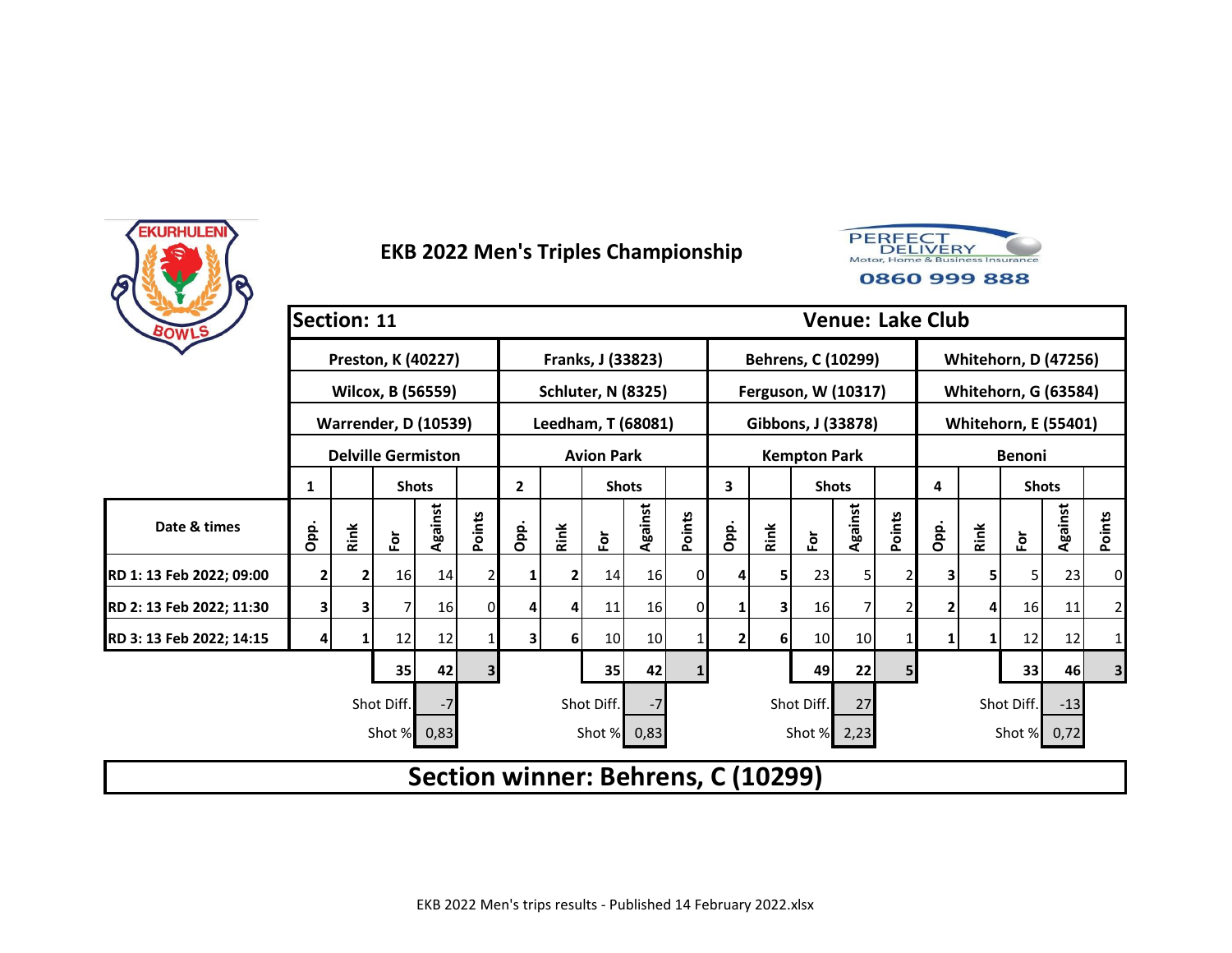# EKB 2022 Men's Triples Championship

PERFECT DELIVERY Motor, Home & Business Insurance 0860 999 888

| Section: 11 | | | | | | | | | | | | | | | | | | | | Venue: Lake Club |
|---|---|---|---|---|---|---|---|---|---|---|---|---|---|---|---|---|---|---|---|---|
| | Preston, K (40227) | | | | | Franks, J (33823) | | | | | Behrens, C (10299) | | | | | Whitehorn, D (47256) | | | | |
| | Wilcox, B (56559) | | | | | Schluter, N (8325) | | | | | Ferguson, W (10317) | | | | | Whitehorn, G (63584) | | | | |
| | Warrender, D (10539) | | | | | Leedham, T (68081) | | | | | Gibbons, J (33878) | | | | | Whitehorn, E (55401) | | | | |
| | Delville Germiston | | | | | Avion Park | | | | | Kempton Park | | | | | Benoni | | | | |
| | 1 | | Shots | | | 2 | | Shots | | | 3 | | Shots | | | 4 | | Shots | | |
| Date & times | Opp. | Rink | For | Against | Points | Opp. | Rink | For | Against | Points | Opp. | Rink | For | Against | Points | Opp. | Rink | For | Against | Points |
| RD 1: 13 Feb 2022; 09:00 | 2 | 2 | 16 | 14 | 2 | 1 | 2 | 14 | 16 | 0 | 4 | 5 | 23 | 5 | 2 | 3 | 5 | 5 | 23 | 0 |
| RD 2: 13 Feb 2022; 11:30 | 3 | 3 | 7 | 16 | 0 | 4 | 4 | 11 | 16 | 0 | 1 | 3 | 16 | 7 | 2 | 2 | 4 | 16 | 11 | 2 |
| RD 3: 13 Feb 2022; 14:15 | 4 | 1 | 12 | 12 | 1 | 3 | 6 | 10 | 10 | 1 | 2 | 6 | 10 | 10 | 1 | 1 | 1 | 12 | 12 | 1 |
| | | | 35 | 42 | 3 | | | 35 | 42 | 1 | | | 49 | 22 | 5 | | | 33 | 46 | 3 |
| | | | Shot Diff. | -7 | | | | Shot Diff. | -7 | | | | Shot Diff. | 27 | | | | Shot Diff. | -13 | |
| | | | Shot % | 0,83 | | | | Shot % | 0,83 | | | | Shot % | 2,23 | | | | Shot % | 0,72 | |

**Section winner: Behrens, C (10299)**

EKB 2022 Men's trips results - Published 14 February 2022.xlsx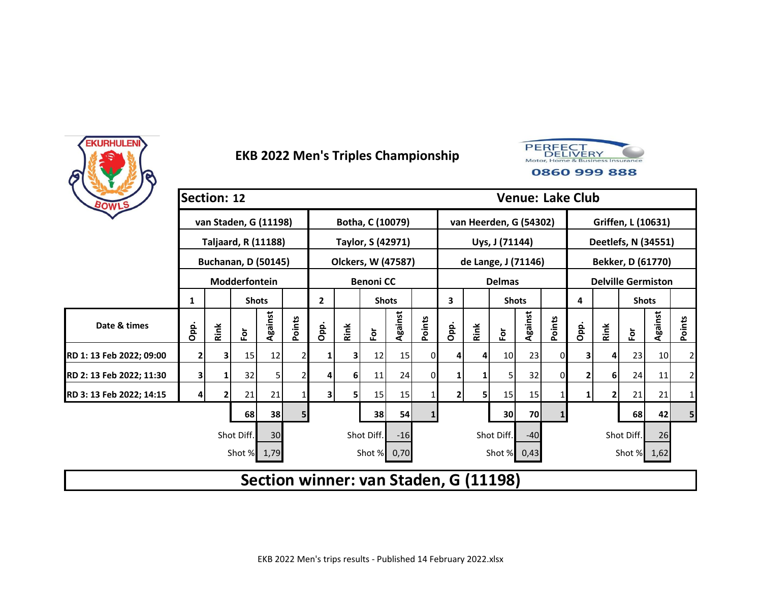# EKB 2022 Men's Triples Championship

PERFECT DELIVERY Motor, Home & Business Insurance 0860 999 888

| Section: 12 | | | | | | | | | | | | | | | | | | | | Venue: Lake Club |
|---|---|---|---|---|---|---|---|---|---|---|---|---|---|---|---|---|---|---|---|---|
| | van Staden, G (11198) | | | | | Botha, C (10079) | | | | | van Heerden, G (54302) | | | | | Griffen, L (10631) | | | | |
| | Taljaard, R (11188) | | | | | Taylor, S (42971) | | | | | Uys, J (71144) | | | | | Deetlefs, N (34551) | | | | |
| | Buchanan, D (50145) | | | | | Olckers, W (47587) | | | | | de Lange, J (71146) | | | | | Bekker, D (61770) | | | | |
| | Modderfontein | | | | | Benoni CC | | | | | Delmas | | | | | Delville Germiston | | | | |
| | 1 | | Shots | | | 2 | | Shots | | | 3 | | Shots | | | 4 | | Shots | | |
| Date & times | Opp. | Rink | For | Against | Points | Opp. | Rink | For | Against | Points | Opp. | Rink | For | Against | Points | Opp. | Rink | For | Against | Points |
| RD 1: 13 Feb 2022; 09:00 | 2 | 3 | 15 | 12 | 2 | 1 | 3 | 12 | 15 | 0 | 4 | 4 | 10 | 23 | 0 | 3 | 4 | 23 | 10 | 2 |
| RD 2: 13 Feb 2022; 11:30 | 3 | 1 | 32 | 5 | 2 | 4 | 6 | 11 | 24 | 0 | 1 | 1 | 5 | 32 | 0 | 2 | 6 | 24 | 11 | 2 |
| RD 3: 13 Feb 2022; 14:15 | 4 | 2 | 21 | 21 | 1 | 3 | 5 | 15 | 15 | 1 | 2 | 5 | 15 | 15 | 1 | 1 | 2 | 21 | 21 | 1 |
| | | | 68 | 38 | 5 | | | 38 | 54 | 1 | | | 30 | 70 | 1 | | | 68 | 42 | 5 |
| | | | Shot Diff. | 30 | | | | Shot Diff. | -16 | | | | Shot Diff. | -40 | | | | Shot Diff. | 26 | |
| | | | Shot % | 1,79 | | | | Shot % | 0,70 | | | | Shot % | 0,43 | | | | Shot % | 1,62 | |

## Section winner: van Staden, G (11198)

EKB 2022 Men's trips results - Published 14 February 2022.xlsx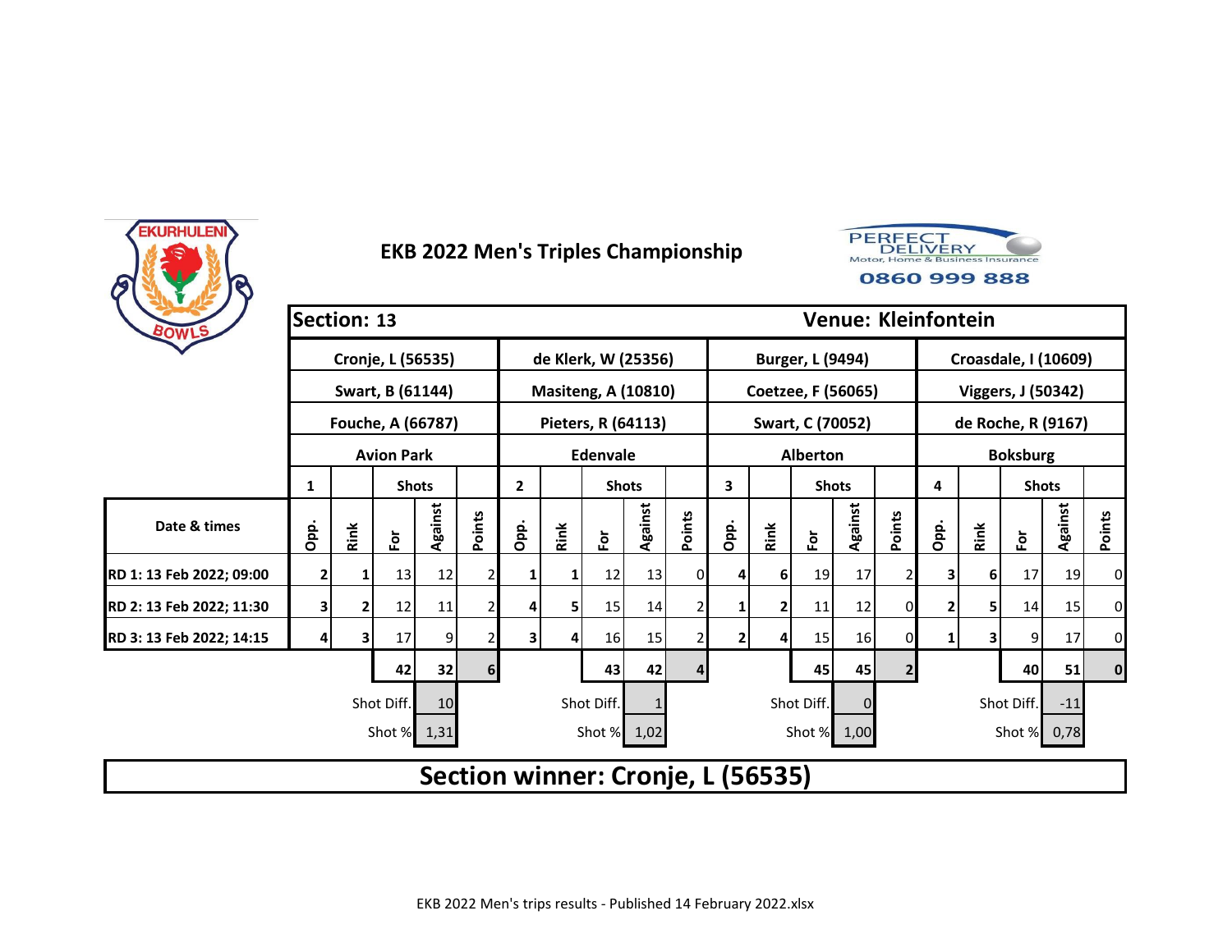# EKB 2022 Men's Triples Championship

**Section: 13** | **Venue: Kleinfontein**

| | Cronje, L (56535) | | | | | de Klerk, W (25356) | | | | | Burger, L (9494) | | | | | Croasdale, I (10609) | | | | |
|---|---|---|---|---|---|---|---|---|---|---|---|---|---|---|---|---|---|---|---|---|
| | Swart, B (61144) | | | | | Masiteng, A (10810) | | | | | Coetzee, F (56065) | | | | | Viggers, J (50342) | | | | |
| | Fouche, A (66787) | | | | | Pieters, R (64113) | | | | | Swart, C (70052) | | | | | de Roche, R (9167) | | | | |
| | Avion Park | | | | | Edenvale | | | | | Alberton | | | | | Boksburg | | | | |
| | 1 | | Shots | | | 2 | | Shots | | | 3 | | Shots | | | 4 | | Shots | | |
| **Date & times** | Opp. | Rink | For | Against | Points | Opp. | Rink | For | Against | Points | Opp. | Rink | For | Against | Points | Opp. | Rink | For | Against | Points |
| **RD 1: 13 Feb 2022; 09:00** | 2 | 1 | 13 | 12 | 2 | 1 | 1 | 12 | 13 | 0 | 4 | 6 | 19 | 17 | 2 | 3 | 6 | 17 | 19 | 0 |
| **RD 2: 13 Feb 2022; 11:30** | 3 | 2 | 12 | 11 | 2 | 4 | 5 | 15 | 14 | 2 | 1 | 2 | 11 | 12 | 0 | 2 | 5 | 14 | 15 | 0 |
| **RD 3: 13 Feb 2022; 14:15** | 4 | 3 | 17 | 9 | 2 | 3 | 4 | 16 | 15 | 2 | 2 | 4 | 15 | 16 | 0 | 1 | 3 | 9 | 17 | 0 |
| | | | 42 | 32 | 6 | | | 43 | 42 | 4 | | | 45 | 45 | 2 | | | 40 | 51 | 0 |
| | | | Shot Diff. | 10 | | | | Shot Diff. | 1 | | | | Shot Diff. | 0 | | | | Shot Diff. | -11 | |
| | | | Shot % | 1,31 | | | | Shot % | 1,02 | | | | Shot % | 1,00 | | | | Shot % | 0,78 | |

**Section winner: Cronje, L (56535)**

EKB 2022 Men's trips results - Published 14 February 2022.xlsx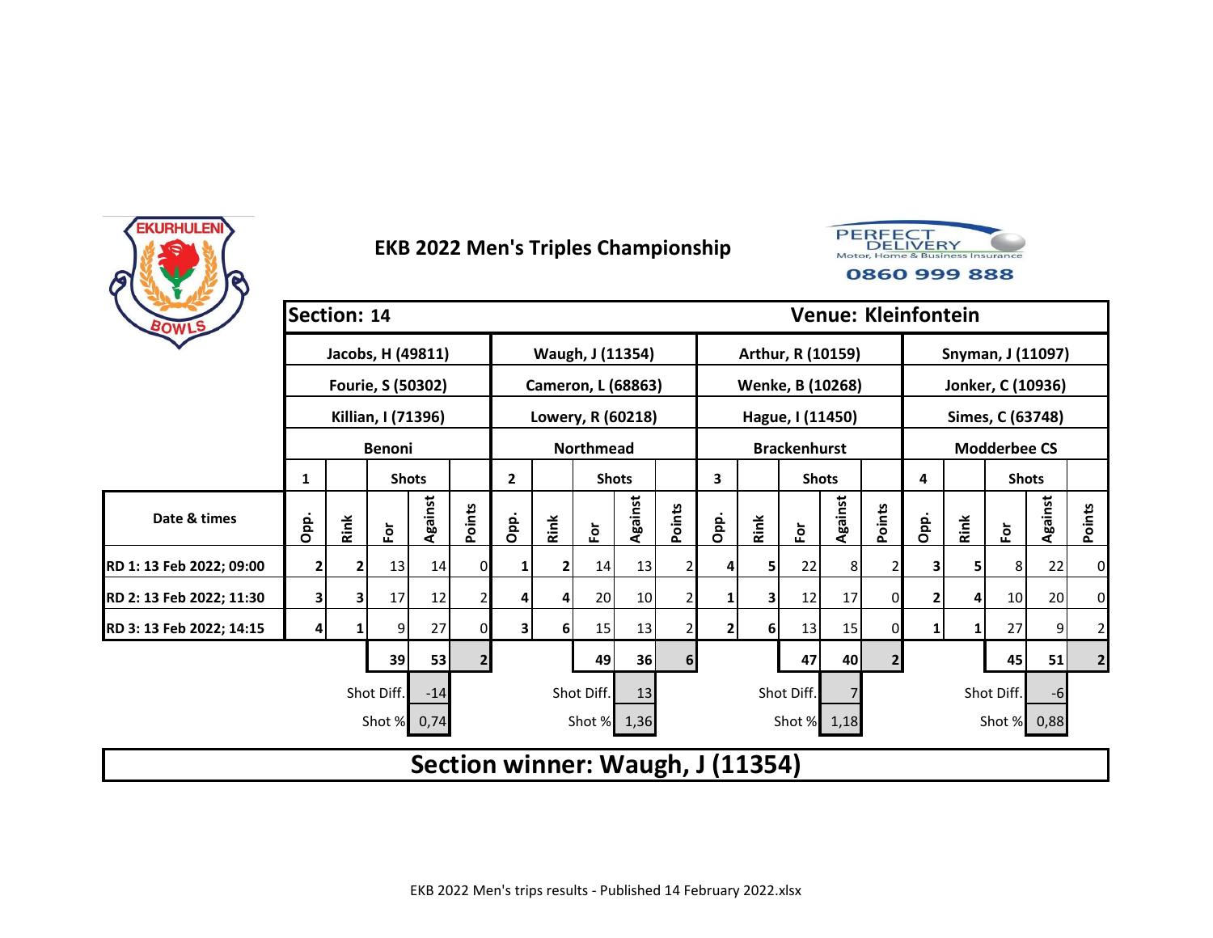# EKB 2022 Men's Triples Championship

| Section: 14 | | | | | | | | | | | | | Venue: Kleinfontein | | | | | | | |
|---|---|---|---|---|---|---|---|---|---|---|---|---|---|---|---|---|---|---|---|---|
| | Jacobs, H (49811) | | | | | Waugh, J (11354) | | | | | Arthur, R (10159) | | | | | Snyman, J (11097) | | | | |
| | Fourie, S (50302) | | | | | Cameron, L (68863) | | | | | Wenke, B (10268) | | | | | Jonker, C (10936) | | | | |
| | Killian, I (71396) | | | | | Lowery, R (60218) | | | | | Hague, I (11450) | | | | | Simes, C (63748) | | | | |
| | Benoni | | | | | Northmead | | | | | Brackenhurst | | | | | Modderbee CS | | | | |
| | 1 | | Shots | | | 2 | | Shots | | | 3 | | Shots | | | 4 | | Shots | | |
| Date & times | Opp. | Rink | For | Against | Points | Opp. | Rink | For | Against | Points | Opp. | Rink | For | Against | Points | Opp. | Rink | For | Against | Points |
| RD 1: 13 Feb 2022; 09:00 | 2 | 2 | 13 | 14 | 0 | 1 | 2 | 14 | 13 | 2 | 4 | 5 | 22 | 8 | 2 | 3 | 5 | 8 | 22 | 0 |
| RD 2: 13 Feb 2022; 11:30 | 3 | 3 | 17 | 12 | 2 | 4 | 4 | 20 | 10 | 2 | 1 | 3 | 12 | 17 | 0 | 2 | 4 | 10 | 20 | 0 |
| RD 3: 13 Feb 2022; 14:15 | 4 | 1 | 9 | 27 | 0 | 3 | 6 | 15 | 13 | 2 | 2 | 6 | 13 | 15 | 0 | 1 | 1 | 27 | 9 | 2 |
| | | | 39 | 53 | 2 | | | 49 | 36 | 6 | | | 47 | 40 | 2 | | | 45 | 51 | 2 |
| | | | Shot Diff. | -14 | | | | Shot Diff. | 13 | | | | Shot Diff. | 7 | | | | Shot Diff. | -6 | |
| | | | Shot % | 0,74 | | | | Shot % | 1,36 | | | | Shot % | 1,18 | | | | Shot % | 0,88 | |

## Section winner: Waugh, J (11354)

EKB 2022 Men's trips results - Published 14 February 2022.xlsx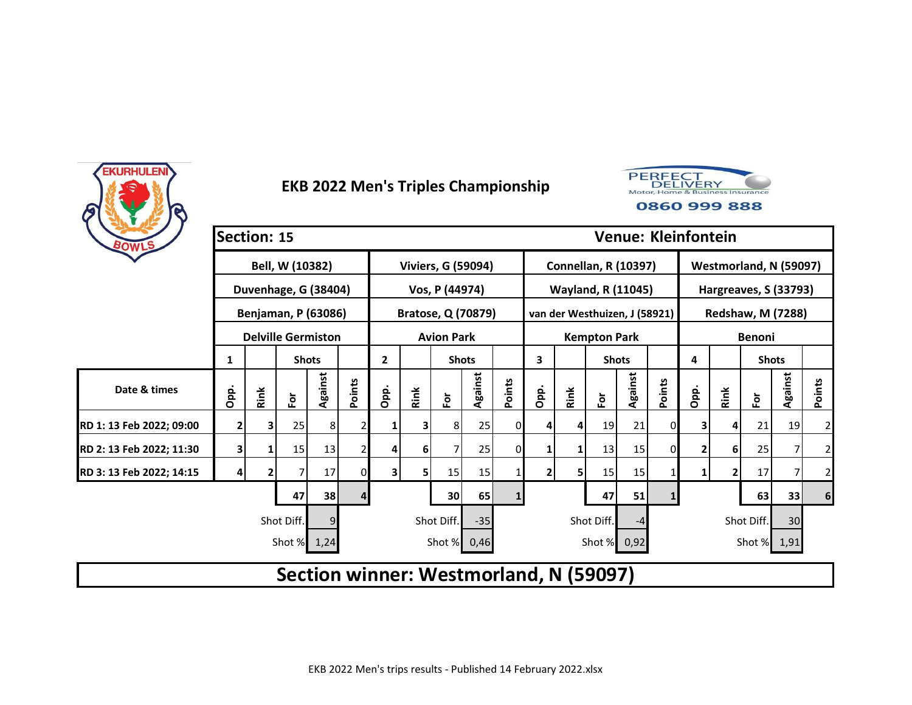# EKB 2022 Men's Triples Championship

| Section: 15 | | | | | | | | | | | | | | | | | | | | Venue: Kleinfontein |
|---|---|---|---|---|---|---|---|---|---|---|---|---|---|---|---|---|---|---|---|---|
| | Bell, W (10382) | | | | | Viviers, G (59094) | | | | | Connellan, R (10397) | | | | | Westmorland, N (59097) | | | | |
| | Duvenhage, G (38404) | | | | | Vos, P (44974) | | | | | Wayland, R (11045) | | | | | Hargreaves, S (33793) | | | | |
| | Benjaman, P (63086) | | | | | Bratose, Q (70879) | | | | | van der Westhuizen, J (58921) | | | | | Redshaw, M (7288) | | | | |
| | Delville Germiston | | | | | Avion Park | | | | | Kempton Park | | | | | Benoni | | | | |
| | 1 | | Shots | | | 2 | | Shots | | | 3 | | Shots | | | 4 | | Shots | | |
| Date & times | Opp. | Rink | For | Against | Points | Opp. | Rink | For | Against | Points | Opp. | Rink | For | Against | Points | Opp. | Rink | For | Against | Points |
| RD 1: 13 Feb 2022; 09:00 | 2 | 3 | 25 | 8 | 2 | 1 | 3 | 8 | 25 | 0 | 4 | 4 | 19 | 21 | 0 | 3 | 4 | 21 | 19 | 2 |
| RD 2: 13 Feb 2022; 11:30 | 3 | 1 | 15 | 13 | 2 | 4 | 6 | 7 | 25 | 0 | 1 | 1 | 13 | 15 | 0 | 2 | 6 | 25 | 7 | 2 |
| RD 3: 13 Feb 2022; 14:15 | 4 | 2 | 7 | 17 | 0 | 3 | 5 | 15 | 15 | 1 | 2 | 5 | 15 | 15 | 1 | 1 | 2 | 17 | 7 | 2 |
| | | | 47 | 38 | 4 | | | 30 | 65 | 1 | | | 47 | 51 | 1 | | | 63 | 33 | 6 |
| | | | Shot Diff. | 9 | | | | Shot Diff. | -35 | | | | Shot Diff. | -4 | | | | Shot Diff. | 30 | |
| | | | Shot % | 1,24 | | | | Shot % | 0,46 | | | | Shot % | 0,92 | | | | Shot % | 1,91 | |

**Section winner: Westmorland, N (59097)**

EKB 2022 Men's trips results - Published 14 February 2022.xlsx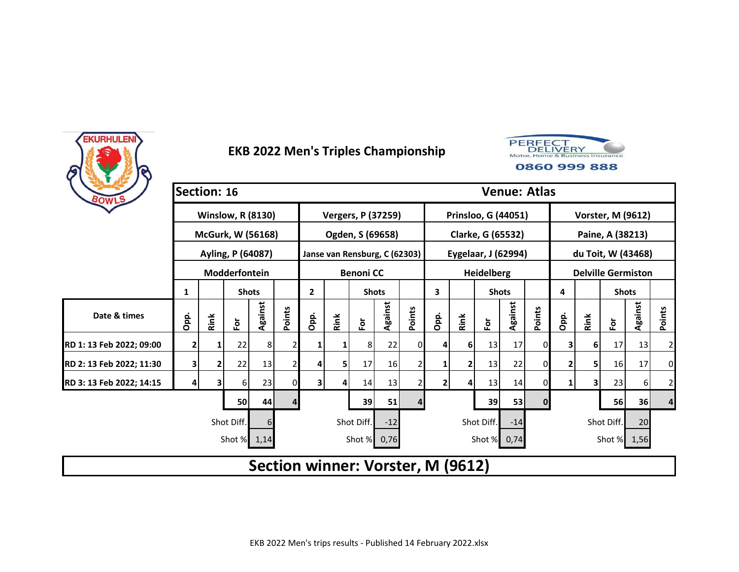EKURHULENI BOWLS

# EKB 2022 Men's Triples Championship

PERFECT DELIVERY
Motor, Home & Business Insurance
0860 999 888

| Section: 16 | | | | | | | | | | | | | | | Venue: Atlas | | | | | |
|---|---|---|---|---|---|---|---|---|---|---|---|---|---|---|---|---|---|---|---|---|
| | Winslow, R (8130) | | | | | Vergers, P (37259) | | | | | Prinsloo, G (44051) | | | | | Vorster, M (9612) | | | | |
| | McGurk, W (56168) | | | | | Ogden, S (69658) | | | | | Clarke, G (65532) | | | | | Paine, A (38213) | | | | |
| | Ayling, P (64087) | | | | | Janse van Rensburg, C (62303) | | | | | Eygelaar, J (62994) | | | | | du Toit, W (43468) | | | | |
| | Modderfontein | | | | | Benoni CC | | | | | Heidelberg | | | | | Delville Germiston | | | | |
| | 1 | | Shots | | | 2 | | Shots | | | 3 | | Shots | | | 4 | | Shots | | |
| Date & times | Opp. | Rink | For | Against | Points | Opp. | Rink | For | Against | Points | Opp. | Rink | For | Against | Points | Opp. | Rink | For | Against | Points |
| RD 1: 13 Feb 2022; 09:00 | 2 | 1 | 22 | 8 | 2 | 1 | 1 | 8 | 22 | 0 | 4 | 6 | 13 | 17 | 0 | 3 | 6 | 17 | 13 | 2 |
| RD 2: 13 Feb 2022; 11:30 | 3 | 2 | 22 | 13 | 2 | 4 | 5 | 17 | 16 | 2 | 1 | 2 | 13 | 22 | 0 | 2 | 5 | 16 | 17 | 0 |
| RD 3: 13 Feb 2022; 14:15 | 4 | 3 | 6 | 23 | 0 | 3 | 4 | 14 | 13 | 2 | 2 | 4 | 13 | 14 | 0 | 1 | 3 | 23 | 6 | 2 |
| | | | 50 | 44 | 4 | | | 39 | 51 | 4 | | | 39 | 53 | 0 | | | 56 | 36 | 4 |
| | | | Shot Diff. | 6 | | | | Shot Diff. | -12 | | | | Shot Diff. | -14 | | | | Shot Diff. | 20 | |
| | | | Shot % | 1,14 | | | | Shot % | 0,76 | | | | Shot % | 0,74 | | | | Shot % | 1,56 | |

## Section winner: Vorster, M (9612)

EKB 2022 Men's trips results - Published 14 February 2022.xlsx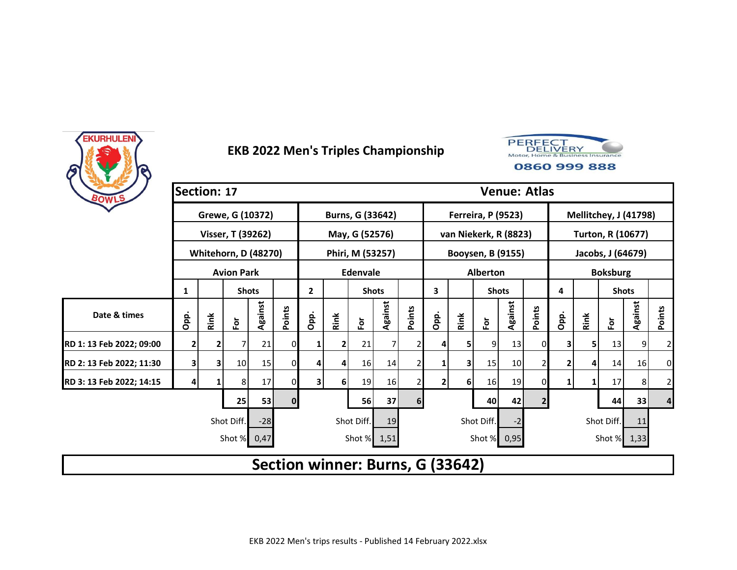# EKB 2022 Men's Triples Championship

**Section: 17** | **Venue: Atlas**

| | 1 | | | | | 2 | | | | | 3 | | | | | 4 | | | | |
|---|---|---|---|---|---|---|---|---|---|---|---|---|---|---|---|---|---|---|---|---|
| | Grewe, G (10372) | | | | | Burns, G (33642) | | | | | Ferreira, P (9523) | | | | | Mellitchey, J (41798) | | | | |
| | Visser, T (39262) | | | | | May, G (52576) | | | | | van Niekerk, R (8823) | | | | | Turton, R (10677) | | | | |
| | Whitehorn, D (48270) | | | | | Phiri, M (53257) | | | | | Booysen, B (9155) | | | | | Jacobs, J (64679) | | | | |
| | Avion Park | | | | | Edenvale | | | | | Alberton | | | | | Boksburg | | | | |
| | | | Shots | | | | | Shots | | | | | Shots | | | | | Shots | | |
| **Date & times** | Opp. | Rink | For | Against | Points | Opp. | Rink | For | Against | Points | Opp. | Rink | For | Against | Points | Opp. | Rink | For | Against | Points |
| **RD 1: 13 Feb 2022; 09:00** | 2 | 2 | 7 | 21 | 0 | 1 | 2 | 21 | 7 | 2 | 4 | 5 | 9 | 13 | 0 | 3 | 5 | 13 | 9 | 2 |
| **RD 2: 13 Feb 2022; 11:30** | 3 | 3 | 10 | 15 | 0 | 4 | 4 | 16 | 14 | 2 | 1 | 3 | 15 | 10 | 2 | 2 | 4 | 14 | 16 | 0 |
| **RD 3: 13 Feb 2022; 14:15** | 4 | 1 | 8 | 17 | 0 | 3 | 6 | 19 | 16 | 2 | 2 | 6 | 16 | 19 | 0 | 1 | 1 | 17 | 8 | 2 |
| | | | 25 | 53 | 0 | | | 56 | 37 | 6 | | | 40 | 42 | 2 | | | 44 | 33 | 4 |
| | | | Shot Diff. | -28 | | | | Shot Diff. | 19 | | | | Shot Diff. | -2 | | | | Shot Diff. | 11 | |
| | | | Shot % | 0,47 | | | | Shot % | 1,51 | | | | Shot % | 0,95 | | | | Shot % | 1,33 | |

## Section winner: Burns, G (33642)

EKB 2022 Men's trips results - Published 14 February 2022.xlsx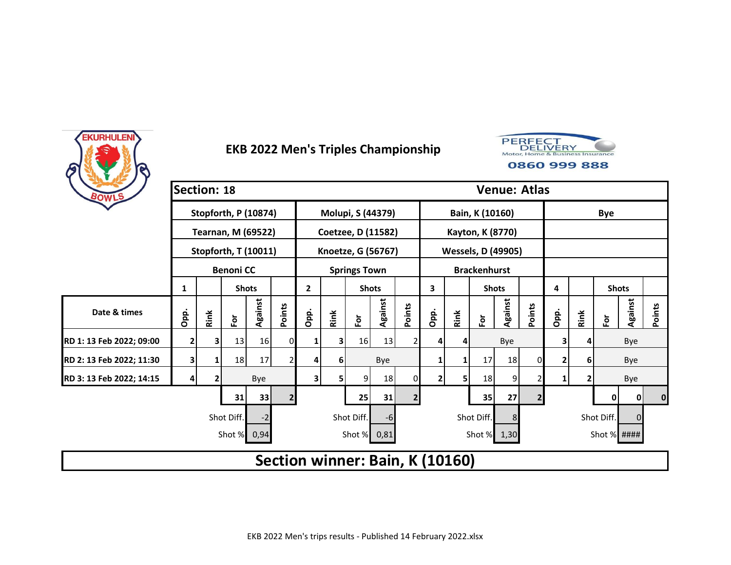# EKB 2022 Men's Triples Championship

EKURHULENI BOWLS

PERFECT DELIVERY
Motor, Home & Business Insurance
0860 999 888

| Section: 18 | | | | | | | | | | | | | | | | | | | | |
|---|---|---|---|---|---|---|---|---|---|---|---|---|---|---|---|---|---|---|---|---|
| | Stopforth, P (10874) | | | | | Molupi, S (44379) | | | | | Bain, K (10160) | | | | | Bye | | | | |
| | Tearnan, M (69522) | | | | | Coetzee, D (11582) | | | | | Kayton, K (8770) | | | | | | | | | |
| | Stopforth, T (10011) | | | | | Knoetze, G (56767) | | | | | Wessels, D (49905) | | | | | | | | | |
| | Benoni CC | | | | | Springs Town | | | | | Brackenhurst | | | | | | | | | |
| Venue: Atlas | 1 | | Shots | | | 2 | | Shots | | | 3 | | Shots | | | 4 | | Shots | | |
| Date & times | Opp. | Rink | For | Against | Points | Opp. | Rink | For | Against | Points | Opp. | Rink | For | Against | Points | Opp. | Rink | For | Against | Points |
| RD 1: 13 Feb 2022; 09:00 | 2 | 3 | 13 | 16 | 0 | 1 | 3 | 16 | 13 | 2 | 4 | 4 | Bye | | | 3 | 4 | Bye | | |
| RD 2: 13 Feb 2022; 11:30 | 3 | 1 | 18 | 17 | 2 | 4 | 6 | Bye | | | 1 | 1 | 17 | 18 | 0 | 2 | 6 | Bye | | |
| RD 3: 13 Feb 2022; 14:15 | 4 | 2 | Bye | | | 3 | 5 | 9 | 18 | 0 | 2 | 5 | 18 | 9 | 2 | 1 | 2 | Bye | | |
| | | | 31 | 33 | 2 | | | 25 | 31 | 2 | | | 35 | 27 | 2 | | | 0 | 0 | 0 |
| | | | Shot Diff. | -2 | | | | Shot Diff. | -6 | | | | Shot Diff. | 8 | | | | Shot Diff. | 0 | |
| | | | Shot % | 0,94 | | | | Shot % | 0,81 | | | | Shot % | 1,30 | | | | Shot % | #### | |

## Section winner: Bain, K (10160)

EKB 2022 Men's trips results - Published 14 February 2022.xlsx